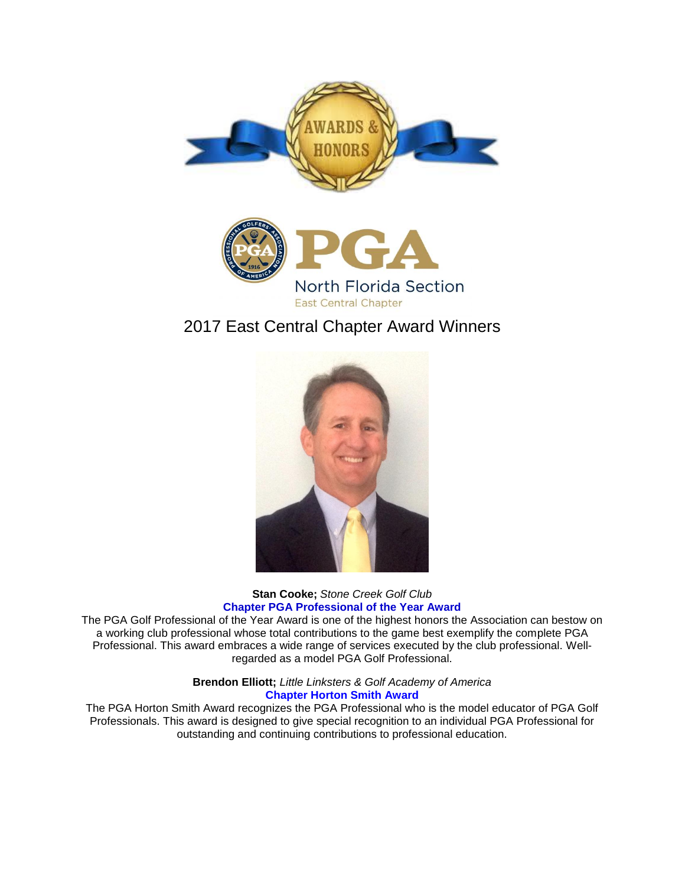AWARDS & HONORS

PGA
North Florida Section
East Central Chapter

# 2017 East Central Chapter Award Winners

**Stan Cooke;** *Stone Creek Golf Club*
**Chapter PGA Professional of the Year Award**

The PGA Golf Professional of the Year Award is one of the highest honors the Association can bestow on a working club professional whose total contributions to the game best exemplify the complete PGA Professional. This award embraces a wide range of services executed by the club professional. Well-regarded as a model PGA Golf Professional.

**Brendon Elliott;** *Little Linksters & Golf Academy of America*
**Chapter Horton Smith Award**

The PGA Horton Smith Award recognizes the PGA Professional who is the model educator of PGA Golf Professionals. This award is designed to give special recognition to an individual PGA Professional for outstanding and continuing contributions to professional education.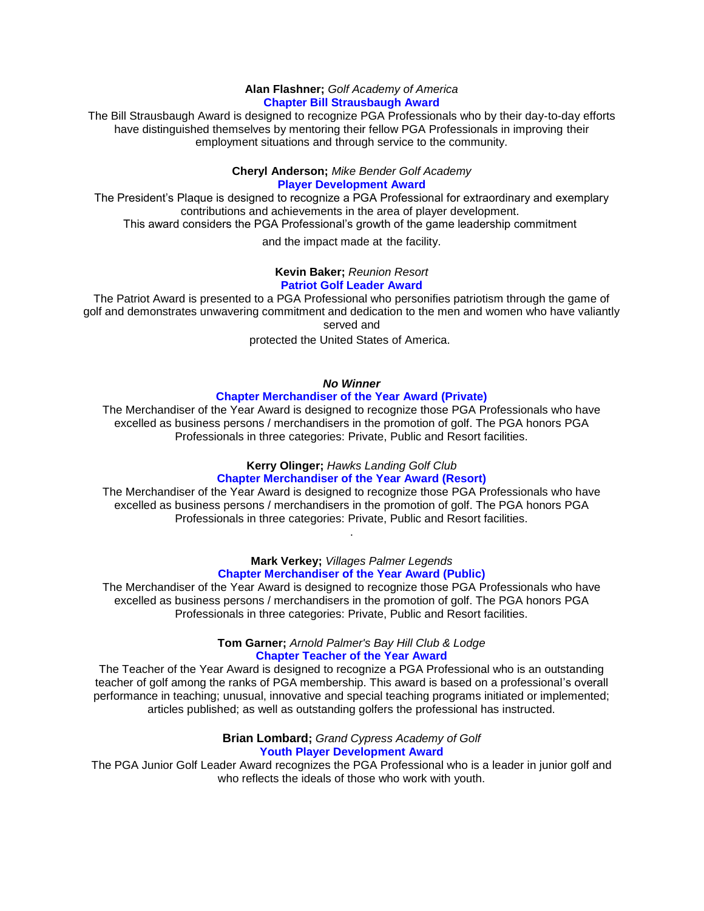**Alan Flashner;** *Golf Academy of America*

**Chapter Bill Strausbaugh Award**

The Bill Strausbaugh Award is designed to recognize PGA Professionals who by their day-to-day efforts have distinguished themselves by mentoring their fellow PGA Professionals in improving their employment situations and through service to the community.

**Cheryl Anderson;** *Mike Bender Golf Academy*

**Player Development Award**

The President's Plaque is designed to recognize a PGA Professional for extraordinary and exemplary contributions and achievements in the area of player development.
This award considers the PGA Professional's growth of the game leadership commitment

and the impact made at the facility.

**Kevin Baker;** *Reunion Resort*

**Patriot Golf Leader Award**

The Patriot Award is presented to a PGA Professional who personifies patriotism through the game of golf and demonstrates unwavering commitment and dedication to the men and women who have valiantly served and

protected the United States of America.

***No Winner***

**Chapter Merchandiser of the Year Award (Private)**

The Merchandiser of the Year Award is designed to recognize those PGA Professionals who have excelled as business persons / merchandisers in the promotion of golf. The PGA honors PGA Professionals in three categories: Private, Public and Resort facilities.

**Kerry Olinger;** *Hawks Landing Golf Club*

**Chapter Merchandiser of the Year Award (Resort)**

The Merchandiser of the Year Award is designed to recognize those PGA Professionals who have excelled as business persons / merchandisers in the promotion of golf. The PGA honors PGA Professionals in three categories: Private, Public and Resort facilities.

.

**Mark Verkey;** *Villages Palmer Legends*

**Chapter Merchandiser of the Year Award (Public)**

The Merchandiser of the Year Award is designed to recognize those PGA Professionals who have excelled as business persons / merchandisers in the promotion of golf. The PGA honors PGA Professionals in three categories: Private, Public and Resort facilities.

**Tom Garner;** *Arnold Palmer's Bay Hill Club & Lodge*

**Chapter Teacher of the Year Award**

The Teacher of the Year Award is designed to recognize a PGA Professional who is an outstanding teacher of golf among the ranks of PGA membership. This award is based on a professional's overall performance in teaching; unusual, innovative and special teaching programs initiated or implemented; articles published; as well as outstanding golfers the professional has instructed.

**Brian Lombard;** *Grand Cypress Academy of Golf*

**Youth Player Development Award**

The PGA Junior Golf Leader Award recognizes the PGA Professional who is a leader in junior golf and who reflects the ideals of those who work with youth.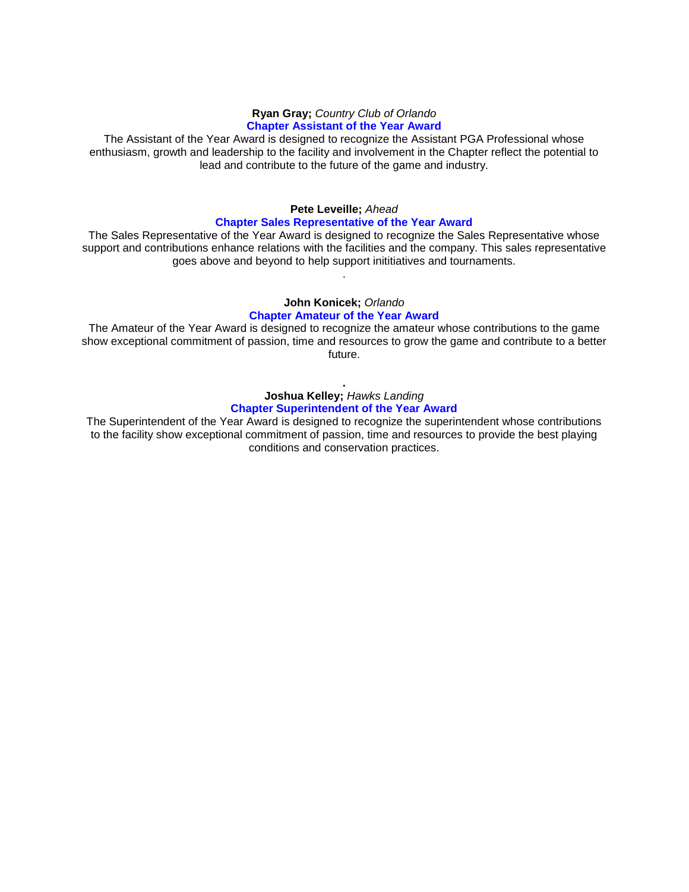**Ryan Gray;** *Country Club of Orlando*

**Chapter Assistant of the Year Award**

The Assistant of the Year Award is designed to recognize the Assistant PGA Professional whose enthusiasm, growth and leadership to the facility and involvement in the Chapter reflect the potential to lead and contribute to the future of the game and industry.

**Pete Leveille;** *Ahead*

**Chapter Sales Representative of the Year Award**

The Sales Representative of the Year Award is designed to recognize the Sales Representative whose support and contributions enhance relations with the facilities and the company. This sales representative goes above and beyond to help support inititiatives and tournaments.

.

**John Konicek;** *Orlando*

**Chapter Amateur of the Year Award**

The Amateur of the Year Award is designed to recognize the amateur whose contributions to the game show exceptional commitment of passion, time and resources to grow the game and contribute to a better future.

**.**

**Joshua Kelley;** *Hawks Landing*

**Chapter Superintendent of the Year Award**

The Superintendent of the Year Award is designed to recognize the superintendent whose contributions to the facility show exceptional commitment of passion, time and resources to provide the best playing conditions and conservation practices.